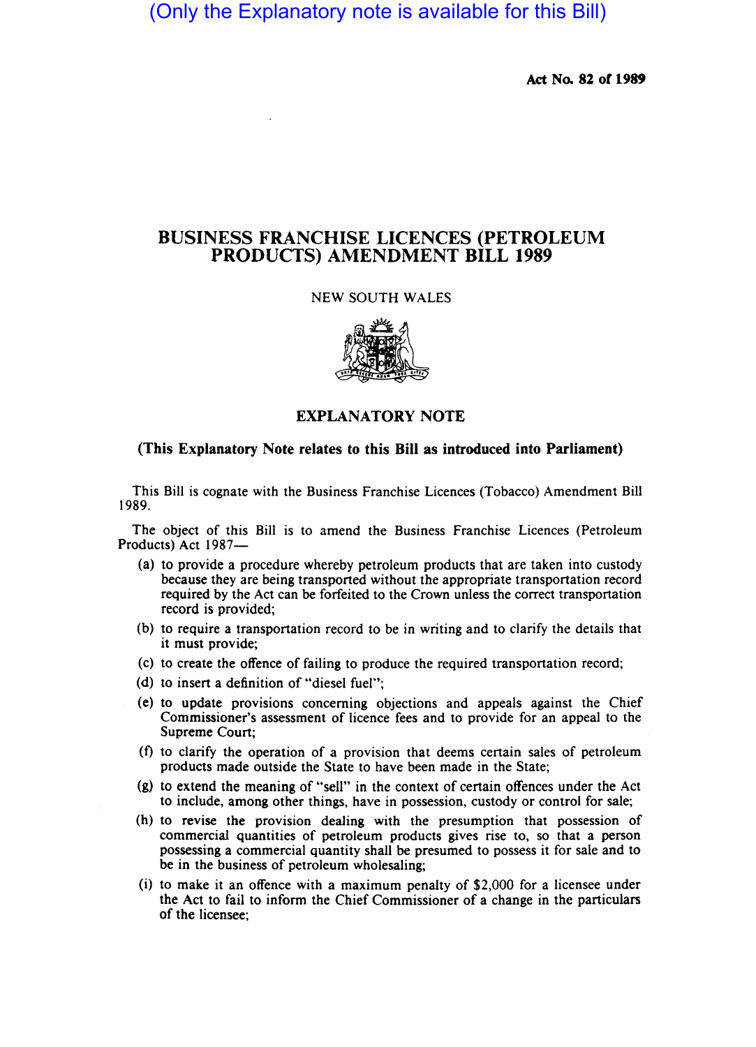(Only the Explanatory note is available for this Bill)

**Act No. 82 of 1989**

# BUSINESS FRANCHISE LICENCES (PETROLEUM PRODUCTS) AMENDMENT BILL 1989

NEW SOUTH WALES

## EXPLANATORY NOTE

**(This Explanatory Note relates to this Bill as introduced into Parliament)**

This Bill is cognate with the Business Franchise Licences (Tobacco) Amendment Bill 1989.

The object of this Bill is to amend the Business Franchise Licences (Petroleum Products) Act 1987—

(a) to provide a procedure whereby petroleum products that are taken into custody because they are being transported without the appropriate transportation record required by the Act can be forfeited to the Crown unless the correct transportation record is provided;

(b) to require a transportation record to be in writing and to clarify the details that it must provide;

(c) to create the offence of failing to produce the required transportation record;

(d) to insert a definition of "diesel fuel";

(e) to update provisions concerning objections and appeals against the Chief Commissioner's assessment of licence fees and to provide for an appeal to the Supreme Court;

(f) to clarify the operation of a provision that deems certain sales of petroleum products made outside the State to have been made in the State;

(g) to extend the meaning of "sell" in the context of certain offences under the Act to include, among other things, have in possession, custody or control for sale;

(h) to revise the provision dealing with the presumption that possession of commercial quantities of petroleum products gives rise to, so that a person possessing a commercial quantity shall be presumed to possess it for sale and to be in the business of petroleum wholesaling;

(i) to make it an offence with a maximum penalty of $2,000 for a licensee under the Act to fail to inform the Chief Commissioner of a change in the particulars of the licensee;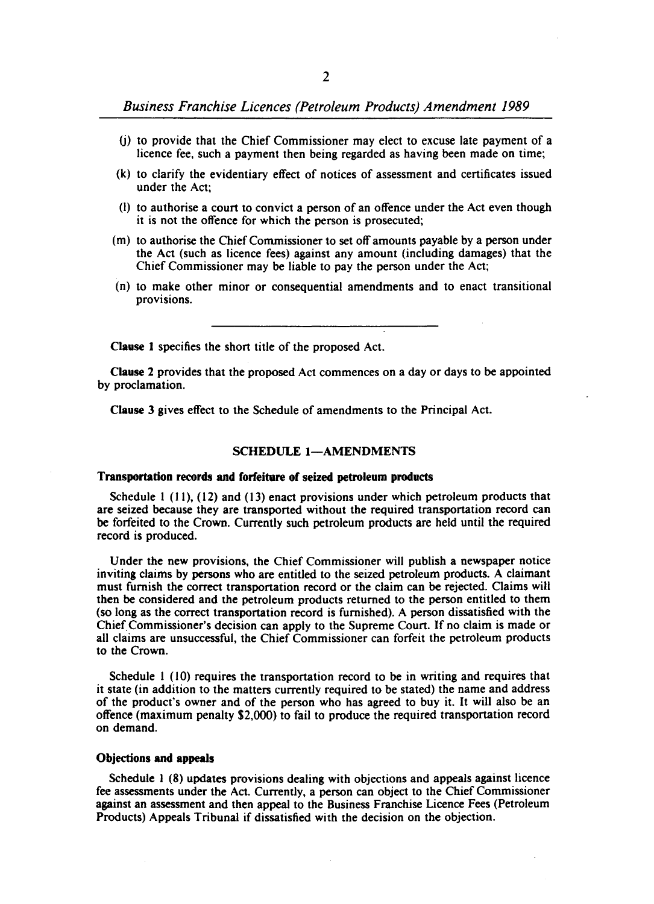- (j) to provide that the Chief Commissioner may elect to excuse late payment of a licence fee, such a payment then being regarded as having been made on time;
- (k) to clarify the evidentiary effect of notices of assessment and certificates issued under the Act;
- (l) to authorise a court to convict a person of an offence under the Act even though it is not the offence for which the person is prosecuted;
- (m) to authorise the Chief Commissioner to set off amounts payable by a person under the Act (such as licence fees) against any amount (including damages) that the Chief Commissioner may be liable to pay the person under the Act;
- (n) to make other minor or consequential amendments and to enact transitional provisions.

---

**Clause 1** specifies the short title of the proposed Act.

**Clause 2** provides that the proposed Act commences on a day or days to be appointed by proclamation.

**Clause 3** gives effect to the Schedule of amendments to the Principal Act.

## SCHEDULE 1—AMENDMENTS

### Transportation records and forfeiture of seized petroleum products

Schedule 1 (11), (12) and (13) enact provisions under which petroleum products that are seized because they are transported without the required transportation record can be forfeited to the Crown. Currently such petroleum products are held until the required record is produced.

Under the new provisions, the Chief Commissioner will publish a newspaper notice inviting claims by persons who are entitled to the seized petroleum products. A claimant must furnish the correct transportation record or the claim can be rejected. Claims will then be considered and the petroleum products returned to the person entitled to them (so long as the correct transportation record is furnished). A person dissatisfied with the Chief Commissioner's decision can apply to the Supreme Court. If no claim is made or all claims are unsuccessful, the Chief Commissioner can forfeit the petroleum products to the Crown.

Schedule 1 (10) requires the transportation record to be in writing and requires that it state (in addition to the matters currently required to be stated) the name and address of the product's owner and of the person who has agreed to buy it. It will also be an offence (maximum penalty $2,000) to fail to produce the required transportation record on demand.

### Objections and appeals

Schedule 1 (8) updates provisions dealing with objections and appeals against licence fee assessments under the Act. Currently, a person can object to the Chief Commissioner against an assessment and then appeal to the Business Franchise Licence Fees (Petroleum Products) Appeals Tribunal if dissatisfied with the decision on the objection.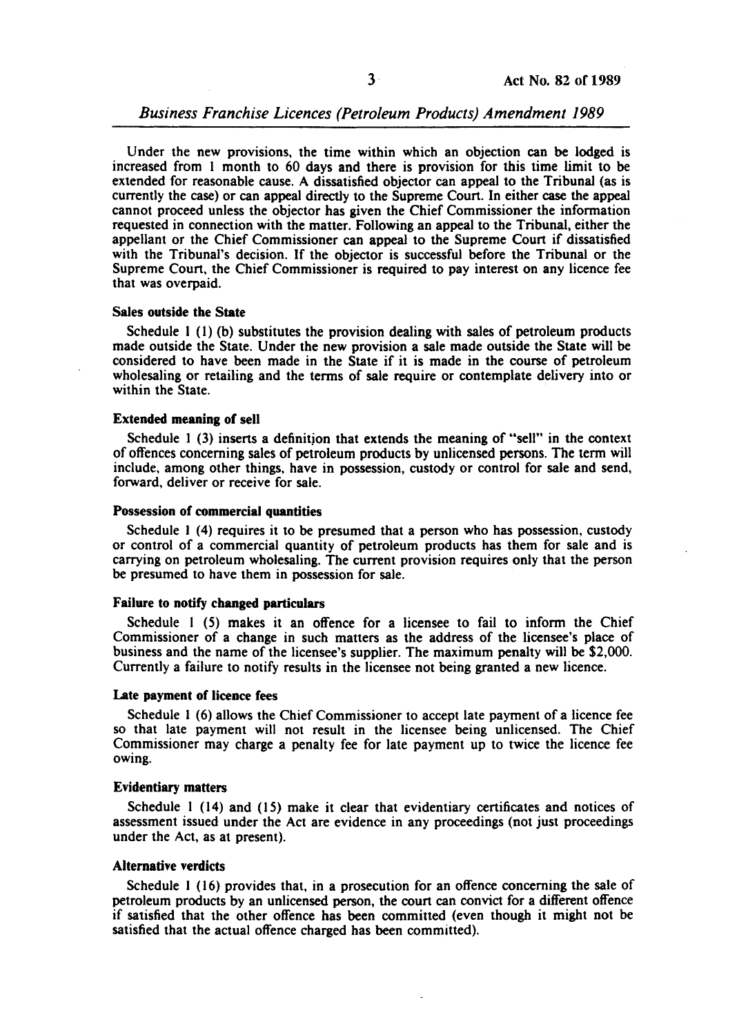Under the new provisions, the time within which an objection can be lodged is increased from 1 month to 60 days and there is provision for this time limit to be extended for reasonable cause. A dissatisfied objector can appeal to the Tribunal (as is currently the case) or can appeal directly to the Supreme Court. In either case the appeal cannot proceed unless the objector has given the Chief Commissioner the information requested in connection with the matter. Following an appeal to the Tribunal, either the appellant or the Chief Commissioner can appeal to the Supreme Court if dissatisfied with the Tribunal's decision. If the objector is successful before the Tribunal or the Supreme Court, the Chief Commissioner is required to pay interest on any licence fee that was overpaid.

**Sales outside the State**

Schedule 1 (1) (b) substitutes the provision dealing with sales of petroleum products made outside the State. Under the new provision a sale made outside the State will be considered to have been made in the State if it is made in the course of petroleum wholesaling or retailing and the terms of sale require or contemplate delivery into or within the State.

**Extended meaning of sell**

Schedule 1 (3) inserts a definition that extends the meaning of "sell" in the context of offences concerning sales of petroleum products by unlicensed persons. The term will include, among other things, have in possession, custody or control for sale and send, forward, deliver or receive for sale.

**Possession of commercial quantities**

Schedule 1 (4) requires it to be presumed that a person who has possession, custody or control of a commercial quantity of petroleum products has them for sale and is carrying on petroleum wholesaling. The current provision requires only that the person be presumed to have them in possession for sale.

**Failure to notify changed particulars**

Schedule 1 (5) makes it an offence for a licensee to fail to inform the Chief Commissioner of a change in such matters as the address of the licensee's place of business and the name of the licensee's supplier. The maximum penalty will be $2,000. Currently a failure to notify results in the licensee not being granted a new licence.

**Late payment of licence fees**

Schedule 1 (6) allows the Chief Commissioner to accept late payment of a licence fee so that late payment will not result in the licensee being unlicensed. The Chief Commissioner may charge a penalty fee for late payment up to twice the licence fee owing.

**Evidentiary matters**

Schedule 1 (14) and (15) make it clear that evidentiary certificates and notices of assessment issued under the Act are evidence in any proceedings (not just proceedings under the Act, as at present).

**Alternative verdicts**

Schedule 1 (16) provides that, in a prosecution for an offence concerning the sale of petroleum products by an unlicensed person, the court can convict for a different offence if satisfied that the other offence has been committed (even though it might not be satisfied that the actual offence charged has been committed).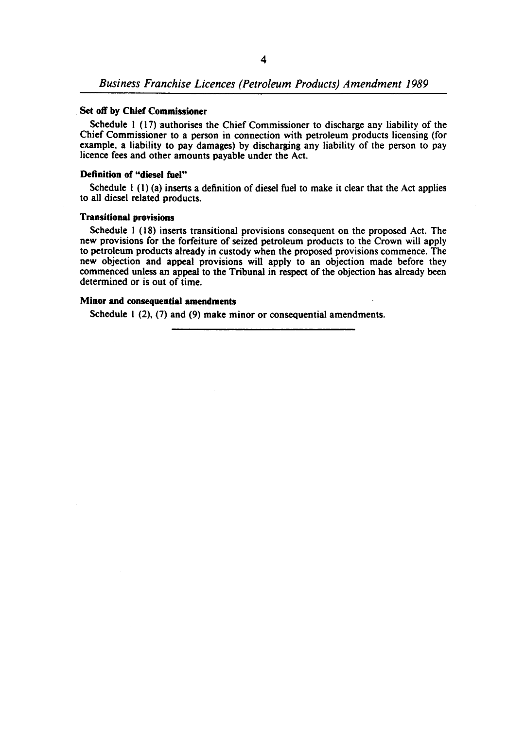#### Set off by Chief Commissioner

Schedule 1 (17) authorises the Chief Commissioner to discharge any liability of the Chief Commissioner to a person in connection with petroleum products licensing (for example, a liability to pay damages) by discharging any liability of the person to pay licence fees and other amounts payable under the Act.

#### Definition of "diesel fuel"

Schedule 1 (1) (a) inserts a definition of diesel fuel to make it clear that the Act applies to all diesel related products.

#### Transitional provisions

Schedule 1 (18) inserts transitional provisions consequent on the proposed Act. The new provisions for the forfeiture of seized petroleum products to the Crown will apply to petroleum products already in custody when the proposed provisions commence. The new objection and appeal provisions will apply to an objection made before they commenced unless an appeal to the Tribunal in respect of the objection has already been determined or is out of time.

#### Minor and consequential amendments

Schedule 1 (2), (7) and (9) make minor or consequential amendments.